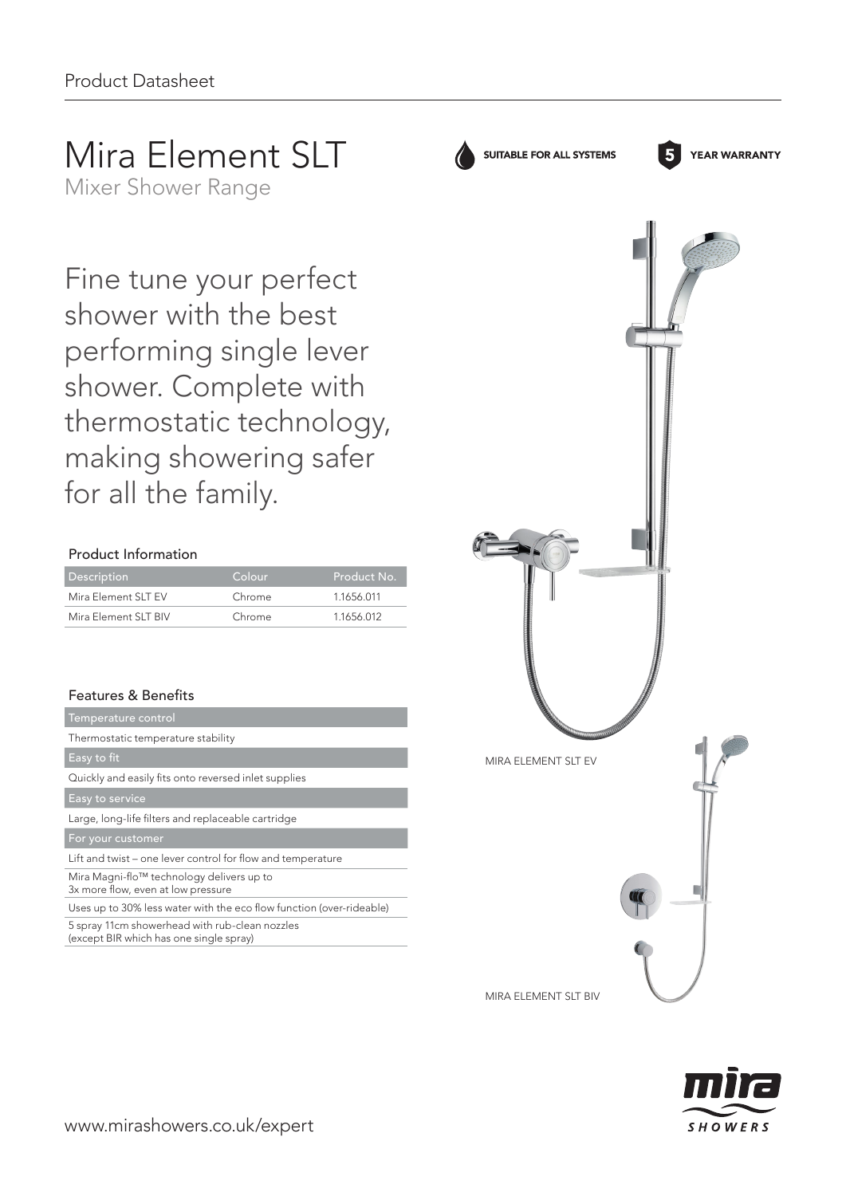Product Datasheet

# Mira Element SLT

Mixer Shower Range

SUITABLE FOR ALL SYSTEMS

5 YEAR WARRANTY

## Fine tune your perfect shower with the best performing single lever shower. Complete with thermostatic technology, making showering safer for all the family.

### Product Information

| Description | Colour | Product No. |
|---|---|---|
| Mira Element SLT EV | Chrome | 1.1656.011 |
| Mira Element SLT BIV | Chrome | 1.1656.012 |

### Features & Benefits

| Temperature control |
|---|
| Thermostatic temperature stability |
| **Easy to fit** |
| Quickly and easily fits onto reversed inlet supplies |
| **Easy to service** |
| Large, long-life filters and replaceable cartridge |
| **For your customer** |
| Lift and twist – one lever control for flow and temperature |
| Mira Magni-flo™ technology delivers up to 3x more flow, even at low pressure |
| Uses up to 30% less water with the eco flow function (over-rideable) |
| 5 spray 11cm showerhead with rub-clean nozzles (except BIR which has one single spray) |

MIRA ELEMENT SLT EV

MIRA ELEMENT SLT BIV

www.mirashowers.co.uk/expert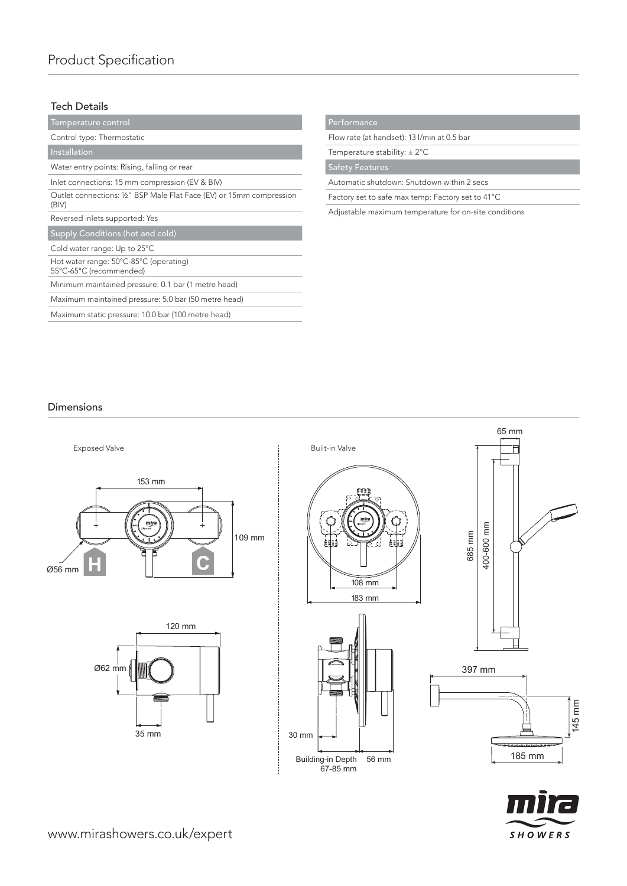# Product Specification

## Tech Details

| Temperature control |
| --- |
| Control type: Thermostatic |
| **Installation** |
| Water entry points: Rising, falling or rear |
| Inlet connections: 15 mm compression (EV & BIV) |
| Outlet connections: ½" BSP Male Flat Face (EV) or 15mm compression (BIV) |
| Reversed inlets supported: Yes |
| **Supply Conditions (hot and cold)** |
| Cold water range: Up to 25°C |
| Hot water range: 50°C-85°C (operating) 55°C-65°C (recommended) |
| Minimum maintained pressure: 0.1 bar (1 metre head) |
| Maximum maintained pressure: 5.0 bar (50 metre head) |
| Maximum static pressure: 10.0 bar (100 metre head) |

| Performance |
| --- |
| Flow rate (at handset): 13 l/min at 0.5 bar |
| Temperature stability: ± 2°C |
| **Safety Features** |
| Automatic shutdown: Shutdown within 2 secs |
| Factory set to safe max temp: Factory set to 41°C |
| Adjustable maximum temperature for on-site conditions |

## Dimensions

Exposed Valve

153 mm

109 mm

Ø56 mm

H

C

120 mm

Ø62 mm

35 mm

Built-in Valve

108 mm

183 mm

30 mm

Building-in Depth 67-85 mm

56 mm

65 mm

685 mm

400-600 mm

397 mm

145 mm

185 mm

www.mirashowers.co.uk/expert